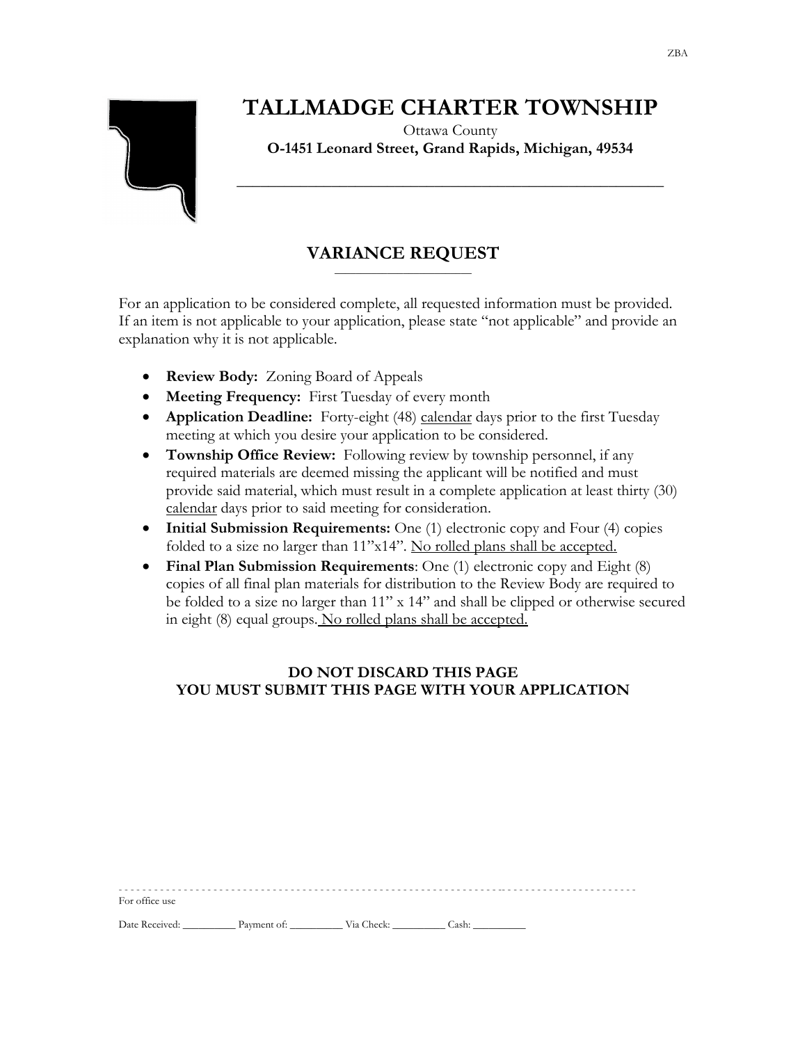ZBA

# TALLMADGE CHARTER TOWNSHIP

Ottawa County

**O-1451 Leonard Street, Grand Rapids, Michigan, 49534**

## VARIANCE REQUEST

For an application to be considered complete, all requested information must be provided. If an item is not applicable to your application, please state "not applicable" and provide an explanation why it is not applicable.

- **Review Body:** Zoning Board of Appeals
- **Meeting Frequency:** First Tuesday of every month
- **Application Deadline:** Forty-eight (48) calendar days prior to the first Tuesday meeting at which you desire your application to be considered.
- **Township Office Review:** Following review by township personnel, if any required materials are deemed missing the applicant will be notified and must provide said material, which must result in a complete application at least thirty (30) calendar days prior to said meeting for consideration.
- **Initial Submission Requirements:** One (1) electronic copy and Four (4) copies folded to a size no larger than 11"x14". No rolled plans shall be accepted.
- **Final Plan Submission Requirements**: One (1) electronic copy and Eight (8) copies of all final plan materials for distribution to the Review Body are required to be folded to a size no larger than 11" x 14" and shall be clipped or otherwise secured in eight (8) equal groups. No rolled plans shall be accepted.

**DO NOT DISCARD THIS PAGE**
**YOU MUST SUBMIT THIS PAGE WITH YOUR APPLICATION**

---

For office use

Date Received: __________ Payment of: __________ Via Check: __________ Cash: __________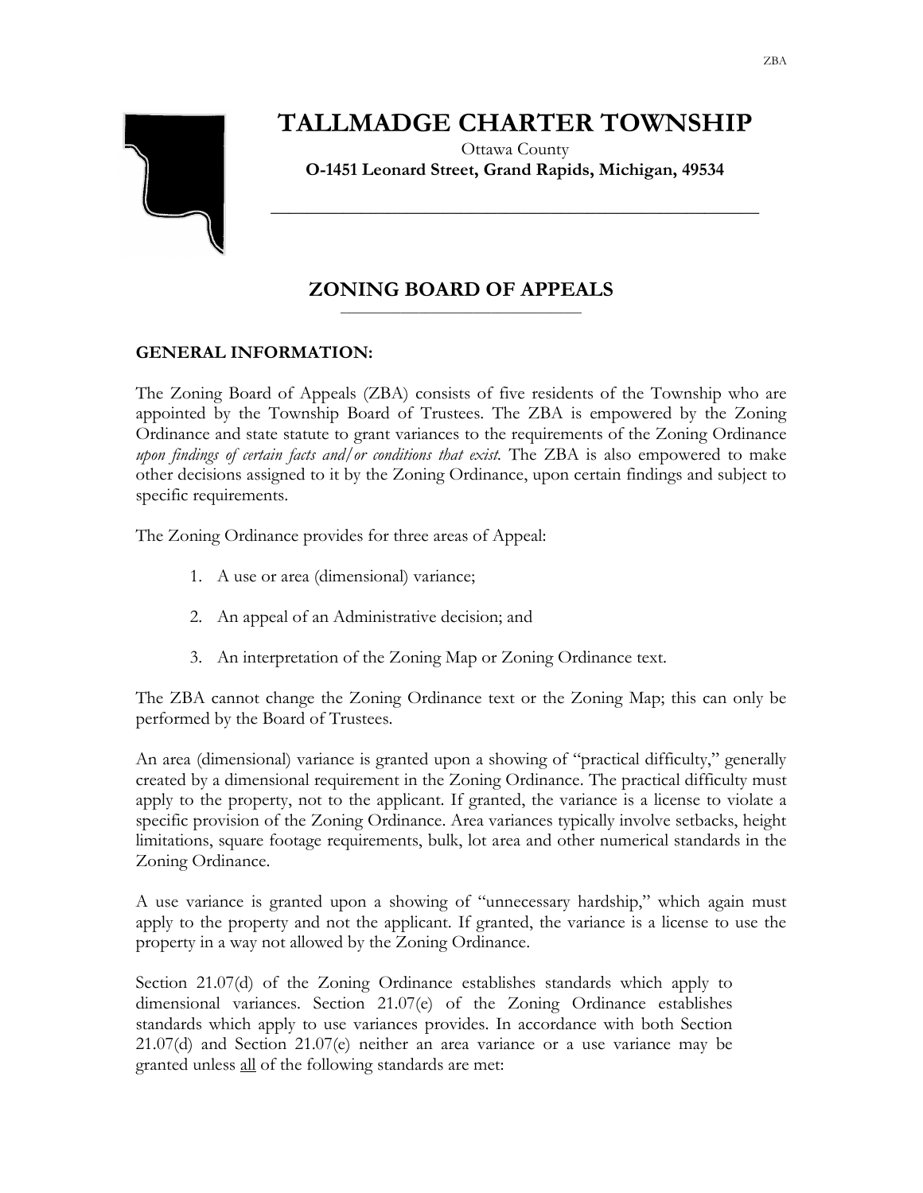# TALLMADGE CHARTER TOWNSHIP

Ottawa County

**O-1451 Leonard Street, Grand Rapids, Michigan, 49534**

## ZONING BOARD OF APPEALS

**GENERAL INFORMATION:**

The Zoning Board of Appeals (ZBA) consists of five residents of the Township who are appointed by the Township Board of Trustees. The ZBA is empowered by the Zoning Ordinance and state statute to grant variances to the requirements of the Zoning Ordinance *upon findings of certain facts and/or conditions that exist.* The ZBA is also empowered to make other decisions assigned to it by the Zoning Ordinance, upon certain findings and subject to specific requirements.

The Zoning Ordinance provides for three areas of Appeal:

1. A use or area (dimensional) variance;
2. An appeal of an Administrative decision; and
3. An interpretation of the Zoning Map or Zoning Ordinance text.

The ZBA cannot change the Zoning Ordinance text or the Zoning Map; this can only be performed by the Board of Trustees.

An area (dimensional) variance is granted upon a showing of "practical difficulty," generally created by a dimensional requirement in the Zoning Ordinance. The practical difficulty must apply to the property, not to the applicant. If granted, the variance is a license to violate a specific provision of the Zoning Ordinance. Area variances typically involve setbacks, height limitations, square footage requirements, bulk, lot area and other numerical standards in the Zoning Ordinance.

A use variance is granted upon a showing of "unnecessary hardship," which again must apply to the property and not the applicant. If granted, the variance is a license to use the property in a way not allowed by the Zoning Ordinance.

Section 21.07(d) of the Zoning Ordinance establishes standards which apply to dimensional variances. Section 21.07(e) of the Zoning Ordinance establishes standards which apply to use variances provides. In accordance with both Section 21.07(d) and Section 21.07(e) neither an area variance or a use variance may be granted unless all of the following standards are met: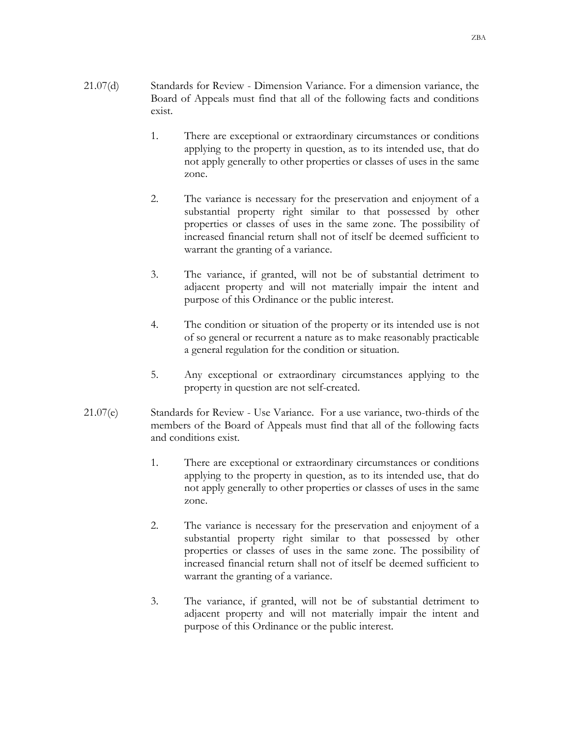21.07(d) Standards for Review - Dimension Variance. For a dimension variance, the Board of Appeals must find that all of the following facts and conditions exist.

1. There are exceptional or extraordinary circumstances or conditions applying to the property in question, as to its intended use, that do not apply generally to other properties or classes of uses in the same zone.

2. The variance is necessary for the preservation and enjoyment of a substantial property right similar to that possessed by other properties or classes of uses in the same zone. The possibility of increased financial return shall not of itself be deemed sufficient to warrant the granting of a variance.

3. The variance, if granted, will not be of substantial detriment to adjacent property and will not materially impair the intent and purpose of this Ordinance or the public interest.

4. The condition or situation of the property or its intended use is not of so general or recurrent a nature as to make reasonably practicable a general regulation for the condition or situation.

5. Any exceptional or extraordinary circumstances applying to the property in question are not self-created.

21.07(e) Standards for Review - Use Variance. For a use variance, two-thirds of the members of the Board of Appeals must find that all of the following facts and conditions exist.

1. There are exceptional or extraordinary circumstances or conditions applying to the property in question, as to its intended use, that do not apply generally to other properties or classes of uses in the same zone.

2. The variance is necessary for the preservation and enjoyment of a substantial property right similar to that possessed by other properties or classes of uses in the same zone. The possibility of increased financial return shall not of itself be deemed sufficient to warrant the granting of a variance.

3. The variance, if granted, will not be of substantial detriment to adjacent property and will not materially impair the intent and purpose of this Ordinance or the public interest.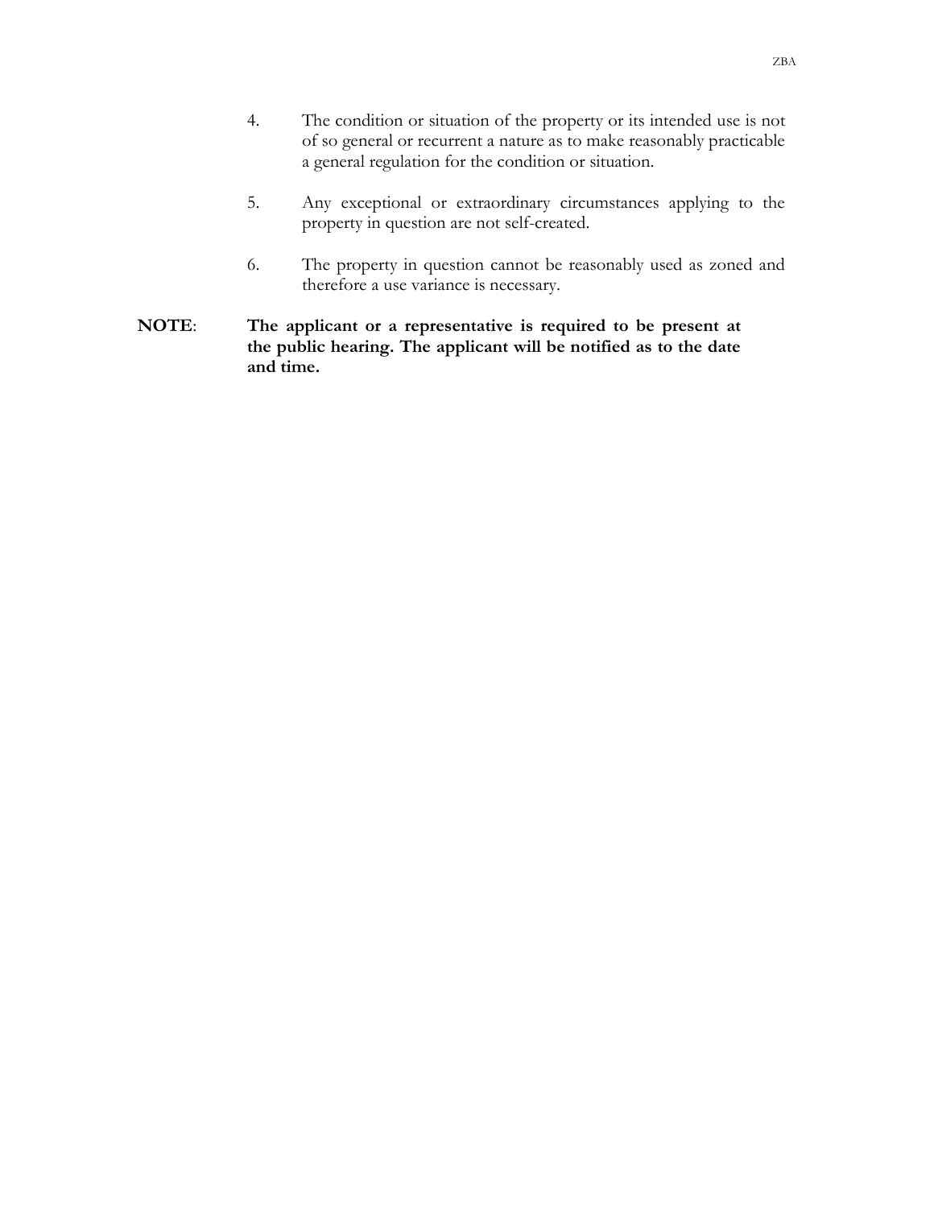4. The condition or situation of the property or its intended use is not of so general or recurrent a nature as to make reasonably practicable a general regulation for the condition or situation.

5. Any exceptional or extraordinary circumstances applying to the property in question are not self-created.

6. The property in question cannot be reasonably used as zoned and therefore a use variance is necessary.

**NOTE**: **The applicant or a representative is required to be present at the public hearing. The applicant will be notified as to the date and time.**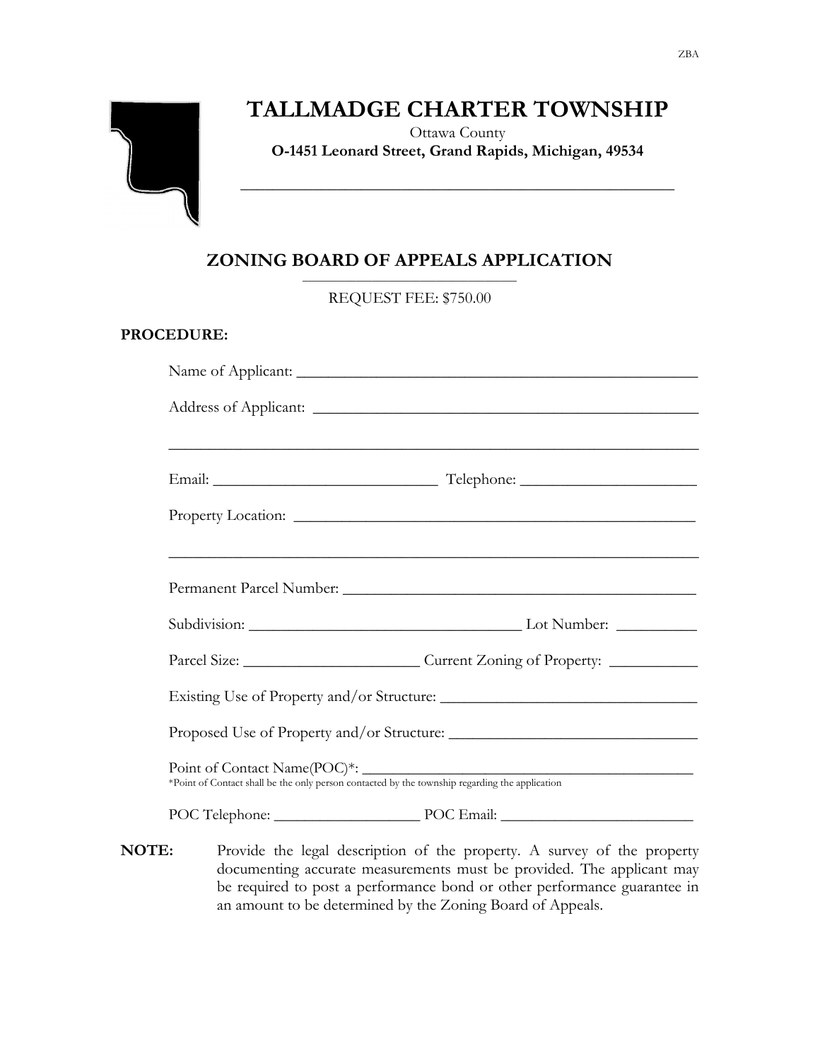ZBA

# TALLMADGE CHARTER TOWNSHIP

Ottawa County

**O-1451 Leonard Street, Grand Rapids, Michigan, 49534**

## ZONING BOARD OF APPEALS APPLICATION

REQUEST FEE: $750.00

**PROCEDURE:**

Name of Applicant: ___________________________________________

Address of Applicant: _________________________________________

_____________________________________________________________

Email: ___________________________ Telephone: ____________________

Property Location: ____________________________________________

_____________________________________________________________

Permanent Parcel Number: _____________________________________

Subdivision: _______________________________ Lot Number: _________

Parcel Size: ____________________ Current Zoning of Property: __________

Existing Use of Property and/or Structure: ____________________________

Proposed Use of Property and/or Structure: ___________________________

Point of Contact Name(POC)*: ______________________________________

*Point of Contact shall be the only person contacted by the township regarding the application

POC Telephone: _________________ POC Email: ______________________

**NOTE:** Provide the legal description of the property. A survey of the property documenting accurate measurements must be provided. The applicant may be required to post a performance bond or other performance guarantee in an amount to be determined by the Zoning Board of Appeals.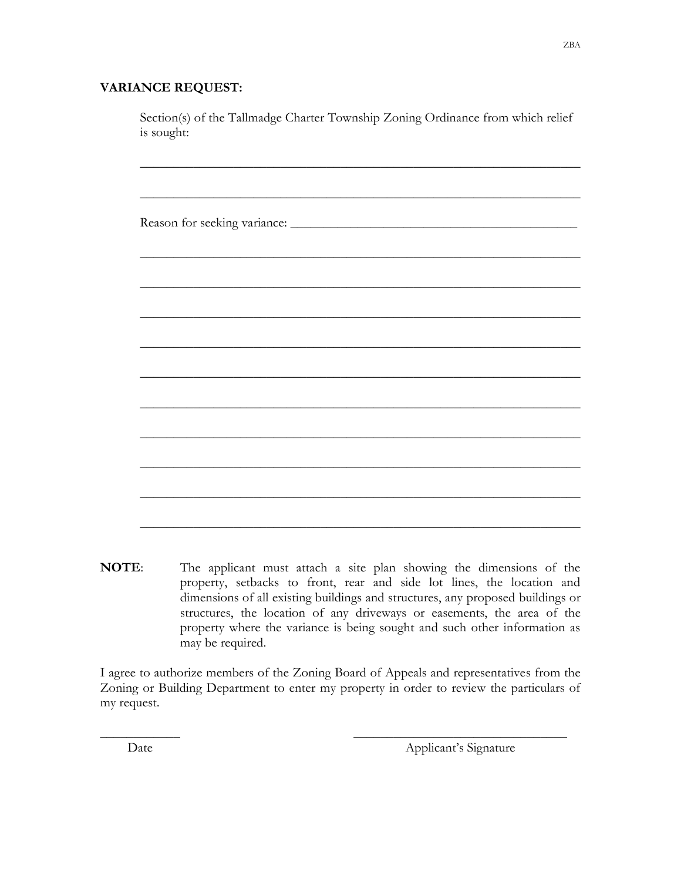**VARIANCE REQUEST:**

Section(s) of the Tallmadge Charter Township Zoning Ordinance from which relief is sought:

_______________________________________________________________

_______________________________________________________________

Reason for seeking variance: ____________________________________

_______________________________________________________________

_______________________________________________________________

_______________________________________________________________

_______________________________________________________________

_______________________________________________________________

_______________________________________________________________

_______________________________________________________________

_______________________________________________________________

_______________________________________________________________

_______________________________________________________________

**NOTE**: The applicant must attach a site plan showing the dimensions of the property, setbacks to front, rear and side lot lines, the location and dimensions of all existing buildings and structures, any proposed buildings or structures, the location of any driveways or easements, the area of the property where the variance is being sought and such other information as may be required.

I agree to authorize members of the Zoning Board of Appeals and representatives from the Zoning or Building Department to enter my property in order to review the particulars of my request.

___________ ______________________________

Date Applicant's Signature